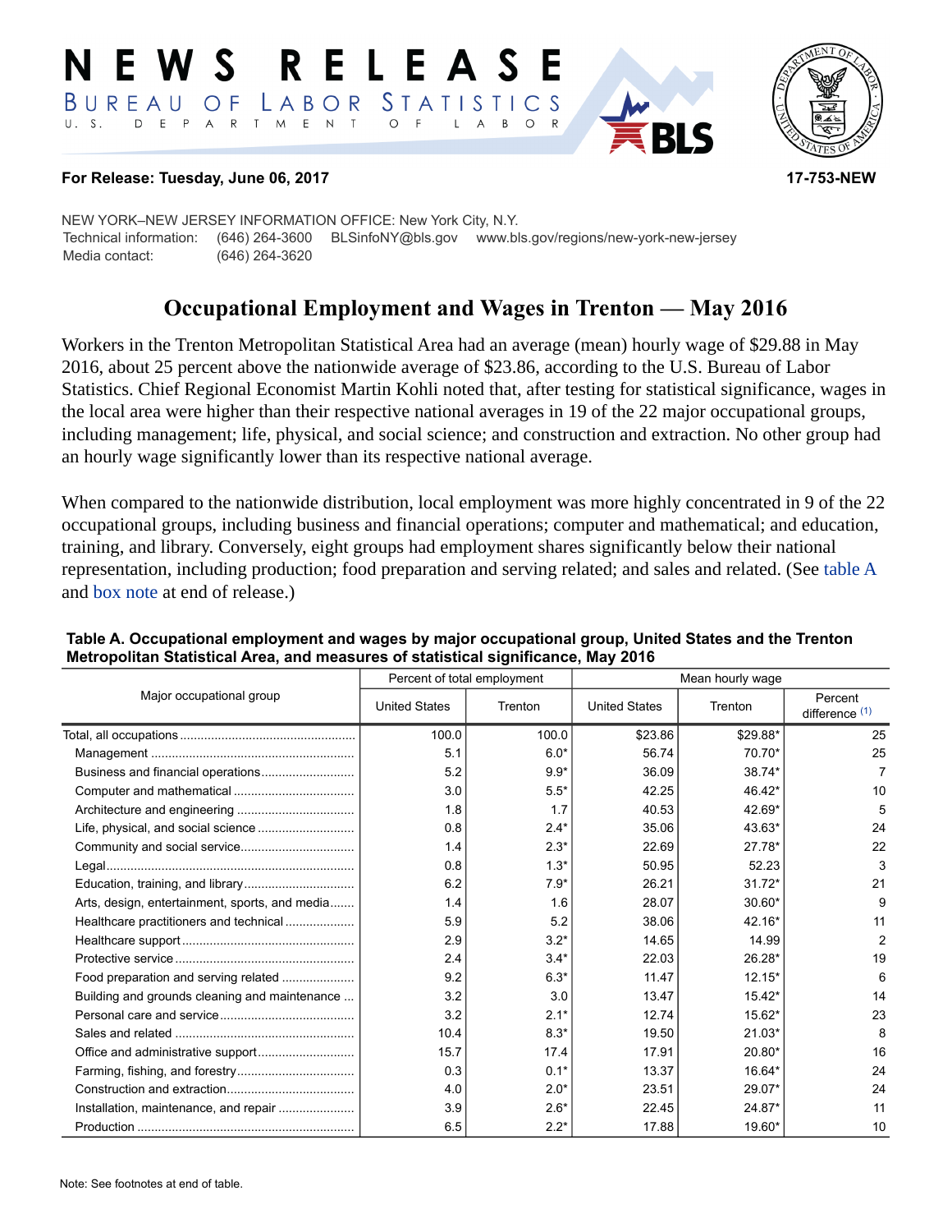# NEWS RELEASE

BUREAU OF LABOR STATISTICS

U. S. DEPARTMENT OF LABOR

**For Release: Tuesday, June 06, 2017** **17-753-NEW**

NEW YORK–NEW JERSEY INFORMATION OFFICE: New York City, N.Y.
Technical information: (646) 264-3600 BLSinfoNY@bls.gov www.bls.gov/regions/new-york-new-jersey
Media contact: (646) 264-3620

## Occupational Employment and Wages in Trenton — May 2016

Workers in the Trenton Metropolitan Statistical Area had an average (mean) hourly wage of $29.88 in May 2016, about 25 percent above the nationwide average of $23.86, according to the U.S. Bureau of Labor Statistics. Chief Regional Economist Martin Kohli noted that, after testing for statistical significance, wages in the local area were higher than their respective national averages in 19 of the 22 major occupational groups, including management; life, physical, and social science; and construction and extraction. No other group had an hourly wage significantly lower than its respective national average.

When compared to the nationwide distribution, local employment was more highly concentrated in 9 of the 22 occupational groups, including business and financial operations; computer and mathematical; and education, training, and library. Conversely, eight groups had employment shares significantly below their national representation, including production; food preparation and serving related; and sales and related. (See table A and box note at end of release.)

**Table A. Occupational employment and wages by major occupational group, United States and the Trenton Metropolitan Statistical Area, and measures of statistical significance, May 2016**

| Major occupational group | Percent of total employment | | Mean hourly wage | | |
|---|---|---|---|---|---|
| | United States | Trenton | United States | Trenton | Percent difference (1) |
| Total, all occupations | 100.0 | 100.0 | $23.86 | $29.88* | 25 |
| Management | 5.1 | 6.0* | 56.74 | 70.70* | 25 |
| Business and financial operations | 5.2 | 9.9* | 36.09 | 38.74* | 7 |
| Computer and mathematical | 3.0 | 5.5* | 42.25 | 46.42* | 10 |
| Architecture and engineering | 1.8 | 1.7 | 40.53 | 42.69* | 5 |
| Life, physical, and social science | 0.8 | 2.4* | 35.06 | 43.63* | 24 |
| Community and social service | 1.4 | 2.3* | 22.69 | 27.78* | 22 |
| Legal | 0.8 | 1.3* | 50.95 | 52.23 | 3 |
| Education, training, and library | 6.2 | 7.9* | 26.21 | 31.72* | 21 |
| Arts, design, entertainment, sports, and media | 1.4 | 1.6 | 28.07 | 30.60* | 9 |
| Healthcare practitioners and technical | 5.9 | 5.2 | 38.06 | 42.16* | 11 |
| Healthcare support | 2.9 | 3.2* | 14.65 | 14.99 | 2 |
| Protective service | 2.4 | 3.4* | 22.03 | 26.28* | 19 |
| Food preparation and serving related | 9.2 | 6.3* | 11.47 | 12.15* | 6 |
| Building and grounds cleaning and maintenance | 3.2 | 3.0 | 13.47 | 15.42* | 14 |
| Personal care and service | 3.2 | 2.1* | 12.74 | 15.62* | 23 |
| Sales and related | 10.4 | 8.3* | 19.50 | 21.03* | 8 |
| Office and administrative support | 15.7 | 17.4 | 17.91 | 20.80* | 16 |
| Farming, fishing, and forestry | 0.3 | 0.1* | 13.37 | 16.64* | 24 |
| Construction and extraction | 4.0 | 2.0* | 23.51 | 29.07* | 24 |
| Installation, maintenance, and repair | 3.9 | 2.6* | 22.45 | 24.87* | 11 |
| Production | 6.5 | 2.2* | 17.88 | 19.60* | 10 |

Note: See footnotes at end of table.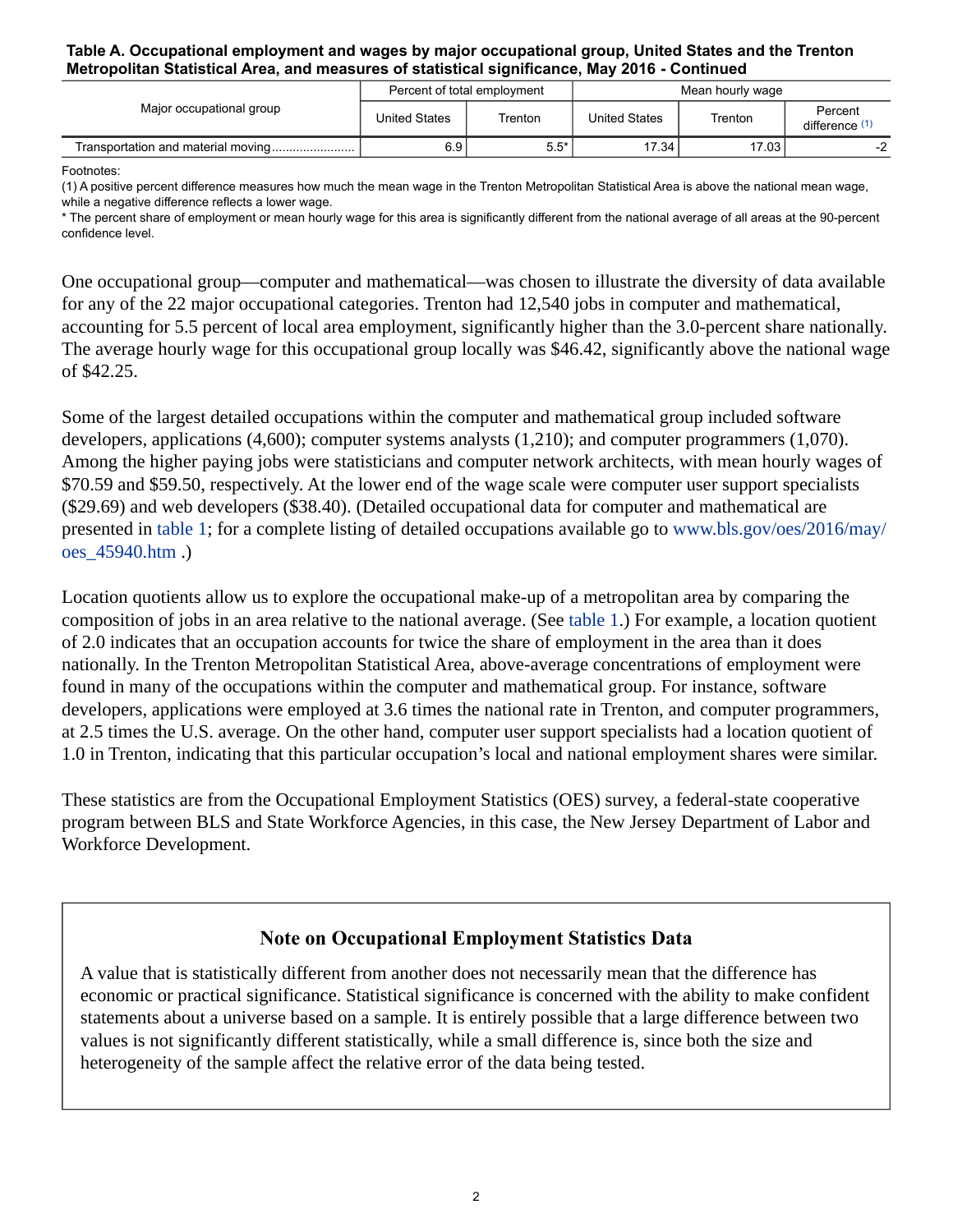**Table A. Occupational employment and wages by major occupational group, United States and the Trenton Metropolitan Statistical Area, and measures of statistical significance, May 2016 - Continued**

| Major occupational group | Percent of total employment | | Mean hourly wage | | |
|---|---|---|---|---|---|
| | United States | Trenton | United States | Trenton | Percent difference (1) |
| Transportation and material moving | 6.9 | 5.5* | 17.34 | 17.03 | -2 |

Footnotes:
(1) A positive percent difference measures how much the mean wage in the Trenton Metropolitan Statistical Area is above the national mean wage, while a negative difference reflects a lower wage.
* The percent share of employment or mean hourly wage for this area is significantly different from the national average of all areas at the 90-percent confidence level.

One occupational group—computer and mathematical—was chosen to illustrate the diversity of data available for any of the 22 major occupational categories. Trenton had 12,540 jobs in computer and mathematical, accounting for 5.5 percent of local area employment, significantly higher than the 3.0-percent share nationally. The average hourly wage for this occupational group locally was $46.42, significantly above the national wage of $42.25.

Some of the largest detailed occupations within the computer and mathematical group included software developers, applications (4,600); computer systems analysts (1,210); and computer programmers (1,070). Among the higher paying jobs were statisticians and computer network architects, with mean hourly wages of $70.59 and $59.50, respectively. At the lower end of the wage scale were computer user support specialists ($29.69) and web developers ($38.40). (Detailed occupational data for computer and mathematical are presented in table 1; for a complete listing of detailed occupations available go to www.bls.gov/oes/2016/may/oes_45940.htm .)

Location quotients allow us to explore the occupational make-up of a metropolitan area by comparing the composition of jobs in an area relative to the national average. (See table 1.) For example, a location quotient of 2.0 indicates that an occupation accounts for twice the share of employment in the area than it does nationally. In the Trenton Metropolitan Statistical Area, above-average concentrations of employment were found in many of the occupations within the computer and mathematical group. For instance, software developers, applications were employed at 3.6 times the national rate in Trenton, and computer programmers, at 2.5 times the U.S. average. On the other hand, computer user support specialists had a location quotient of 1.0 in Trenton, indicating that this particular occupation's local and national employment shares were similar.

These statistics are from the Occupational Employment Statistics (OES) survey, a federal-state cooperative program between BLS and State Workforce Agencies, in this case, the New Jersey Department of Labor and Workforce Development.

### Note on Occupational Employment Statistics Data

A value that is statistically different from another does not necessarily mean that the difference has economic or practical significance. Statistical significance is concerned with the ability to make confident statements about a universe based on a sample. It is entirely possible that a large difference between two values is not significantly different statistically, while a small difference is, since both the size and heterogeneity of the sample affect the relative error of the data being tested.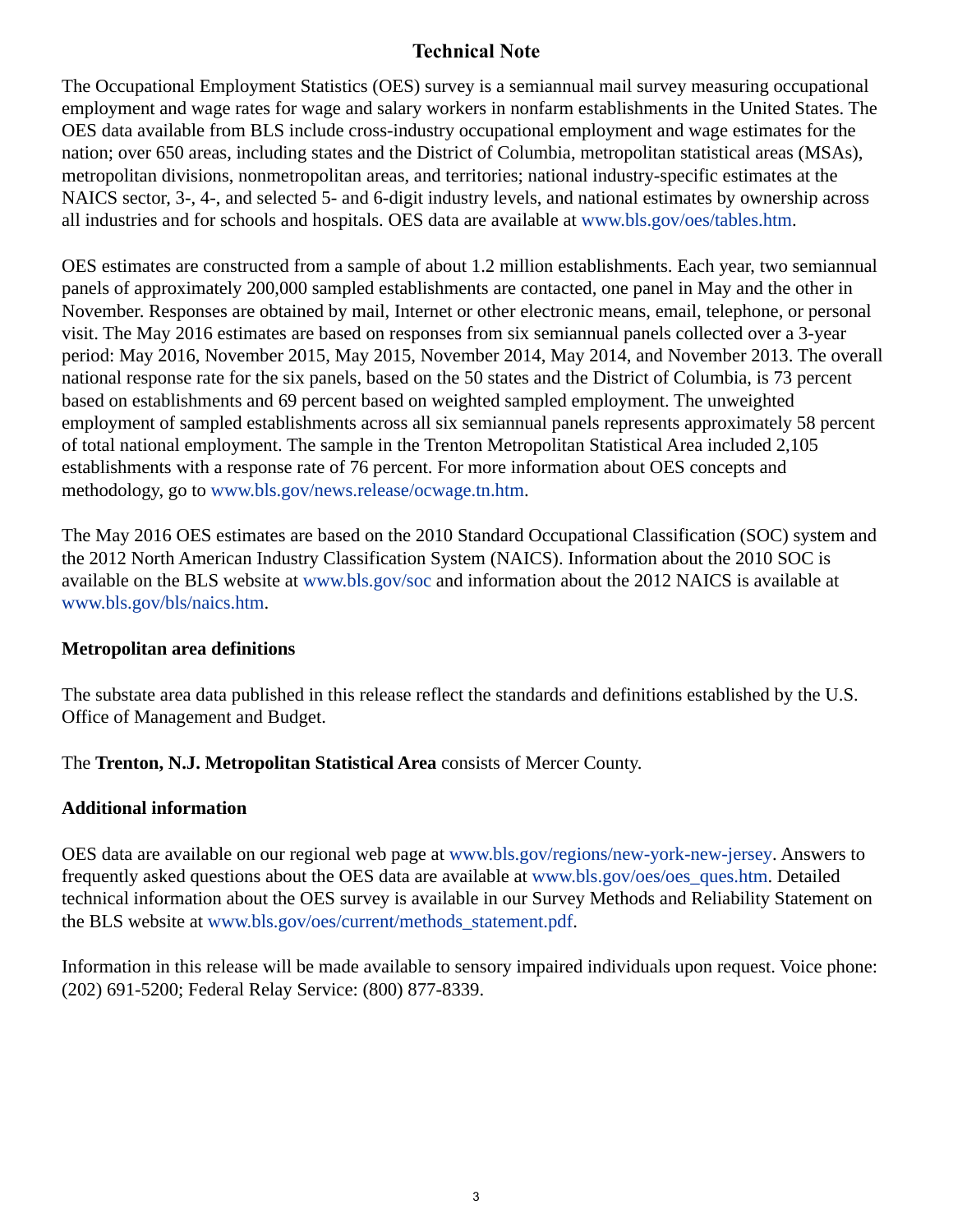# Technical Note

The Occupational Employment Statistics (OES) survey is a semiannual mail survey measuring occupational employment and wage rates for wage and salary workers in nonfarm establishments in the United States. The OES data available from BLS include cross-industry occupational employment and wage estimates for the nation; over 650 areas, including states and the District of Columbia, metropolitan statistical areas (MSAs), metropolitan divisions, nonmetropolitan areas, and territories; national industry-specific estimates at the NAICS sector, 3-, 4-, and selected 5- and 6-digit industry levels, and national estimates by ownership across all industries and for schools and hospitals. OES data are available at www.bls.gov/oes/tables.htm.

OES estimates are constructed from a sample of about 1.2 million establishments. Each year, two semiannual panels of approximately 200,000 sampled establishments are contacted, one panel in May and the other in November. Responses are obtained by mail, Internet or other electronic means, email, telephone, or personal visit. The May 2016 estimates are based on responses from six semiannual panels collected over a 3-year period: May 2016, November 2015, May 2015, November 2014, May 2014, and November 2013. The overall national response rate for the six panels, based on the 50 states and the District of Columbia, is 73 percent based on establishments and 69 percent based on weighted sampled employment. The unweighted employment of sampled establishments across all six semiannual panels represents approximately 58 percent of total national employment. The sample in the Trenton Metropolitan Statistical Area included 2,105 establishments with a response rate of 76 percent. For more information about OES concepts and methodology, go to www.bls.gov/news.release/ocwage.tn.htm.

The May 2016 OES estimates are based on the 2010 Standard Occupational Classification (SOC) system and the 2012 North American Industry Classification System (NAICS). Information about the 2010 SOC is available on the BLS website at www.bls.gov/soc and information about the 2012 NAICS is available at www.bls.gov/bls/naics.htm.

## Metropolitan area definitions

The substate area data published in this release reflect the standards and definitions established by the U.S. Office of Management and Budget.

The **Trenton, N.J. Metropolitan Statistical Area** consists of Mercer County.

## Additional information

OES data are available on our regional web page at www.bls.gov/regions/new-york-new-jersey. Answers to frequently asked questions about the OES data are available at www.bls.gov/oes/oes_ques.htm. Detailed technical information about the OES survey is available in our Survey Methods and Reliability Statement on the BLS website at www.bls.gov/oes/current/methods_statement.pdf.

Information in this release will be made available to sensory impaired individuals upon request. Voice phone: (202) 691-5200; Federal Relay Service: (800) 877-8339.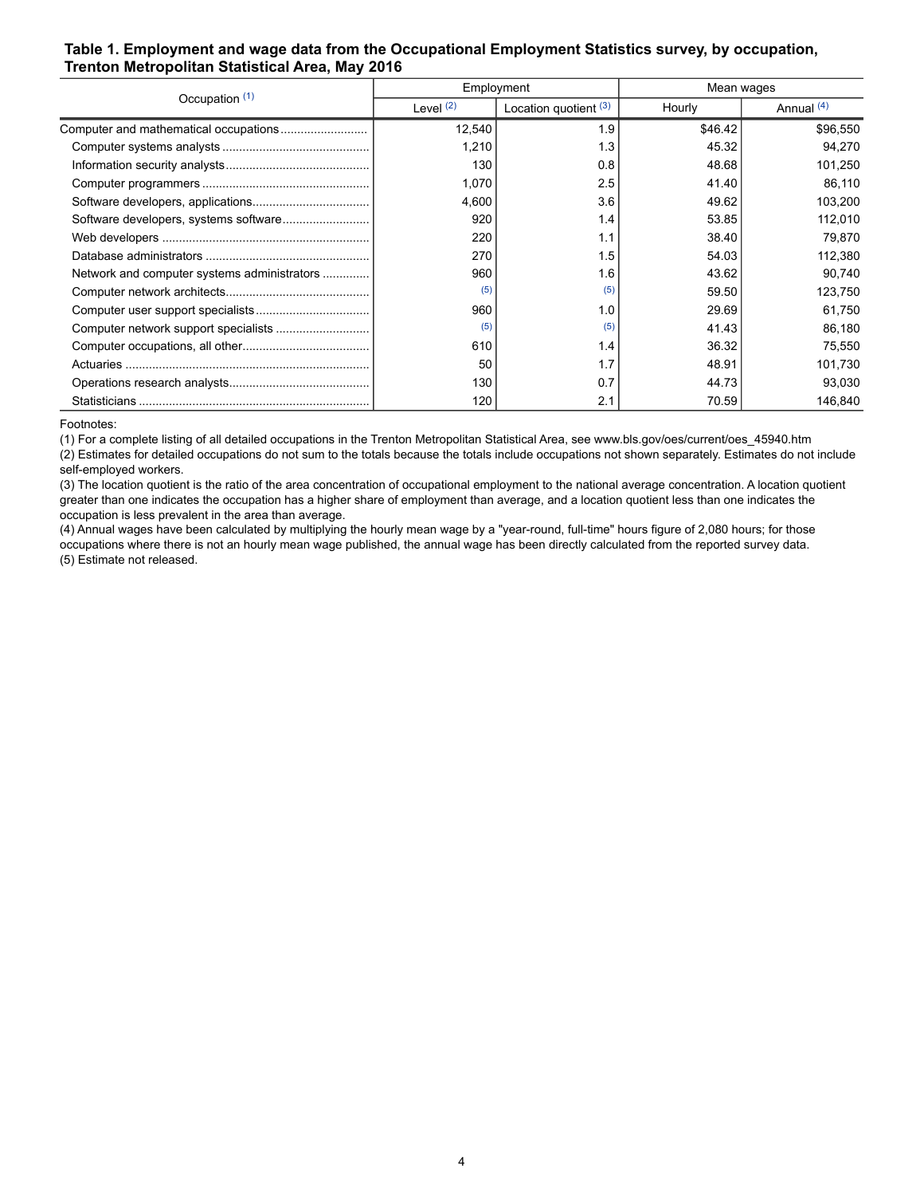**Table 1. Employment and wage data from the Occupational Employment Statistics survey, by occupation, Trenton Metropolitan Statistical Area, May 2016**

| Occupation [(1)] | Employment | | Mean wages | |
|---|---|---|---|---|
| | Level [(2)] | Location quotient [(3)] | Hourly | Annual [(4)] |
| Computer and mathematical occupations | 12,540 | 1.9 | $46.42 | $96,550 |
| Computer systems analysts | 1,210 | 1.3 | 45.32 | 94,270 |
| Information security analysts | 130 | 0.8 | 48.68 | 101,250 |
| Computer programmers | 1,070 | 2.5 | 41.40 | 86,110 |
| Software developers, applications | 4,600 | 3.6 | 49.62 | 103,200 |
| Software developers, systems software | 920 | 1.4 | 53.85 | 112,010 |
| Web developers | 220 | 1.1 | 38.40 | 79,870 |
| Database administrators | 270 | 1.5 | 54.03 | 112,380 |
| Network and computer systems administrators | 960 | 1.6 | 43.62 | 90,740 |
| Computer network architects | [(5)] | [(5)] | 59.50 | 123,750 |
| Computer user support specialists | 960 | 1.0 | 29.69 | 61,750 |
| Computer network support specialists | [(5)] | [(5)] | 41.43 | 86,180 |
| Computer occupations, all other | 610 | 1.4 | 36.32 | 75,550 |
| Actuaries | 50 | 1.7 | 48.91 | 101,730 |
| Operations research analysts | 130 | 0.7 | 44.73 | 93,030 |
| Statisticians | 120 | 2.1 | 70.59 | 146,840 |

Footnotes:

(1) For a complete listing of all detailed occupations in the Trenton Metropolitan Statistical Area, see www.bls.gov/oes/current/oes_45940.htm

(2) Estimates for detailed occupations do not sum to the totals because the totals include occupations not shown separately. Estimates do not include self-employed workers.

(3) The location quotient is the ratio of the area concentration of occupational employment to the national average concentration. A location quotient greater than one indicates the occupation has a higher share of employment than average, and a location quotient less than one indicates the occupation is less prevalent in the area than average.

(4) Annual wages have been calculated by multiplying the hourly mean wage by a "year-round, full-time" hours figure of 2,080 hours; for those occupations where there is not an hourly mean wage published, the annual wage has been directly calculated from the reported survey data.

(5) Estimate not released.